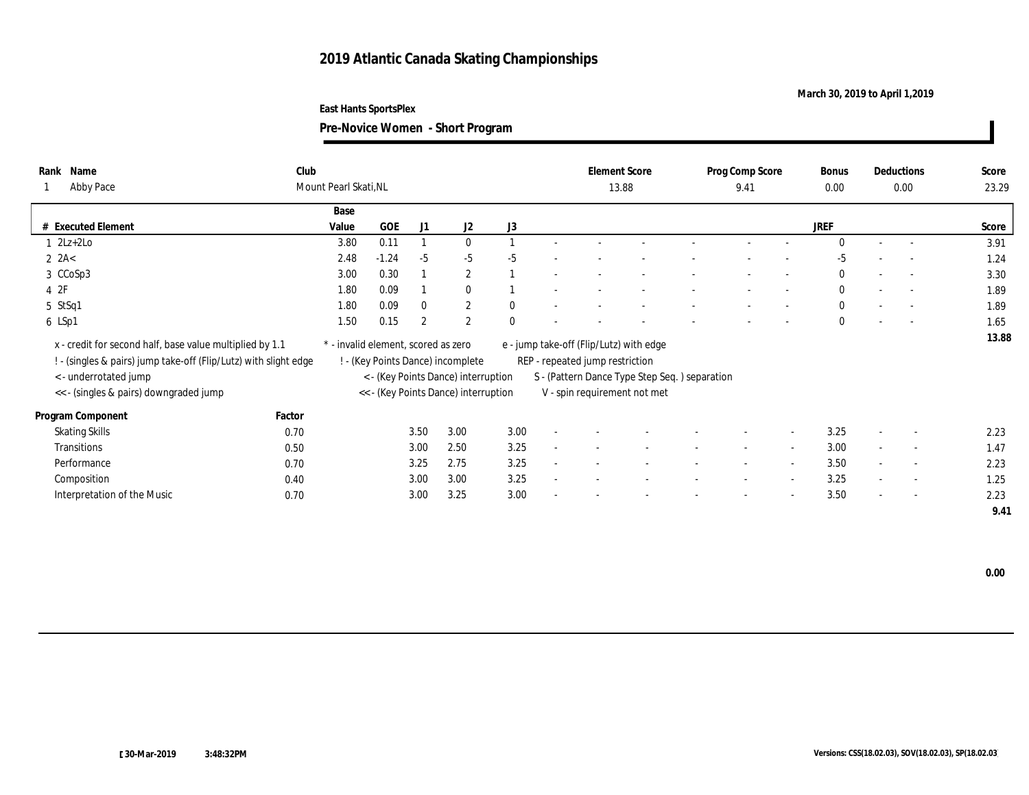# 2019 Atlantic Canada Skating Championships

**March 30, 2019 to April 1,2019**

**East Hants SportsPlex**

## Pre-Novice Women - Short Program

| Rank | Name | Club | Element Score | Prog Comp Score | Bonus | Deductions | Score |
|---|---|---|---|---|---|---|---|
| 1 | Abby Pace | Mount Pearl Skati,NL | 13.88 | 9.41 | 0.00 | 0.00 | 23.29 |

| # | Executed Element | Base Value | GOE | J1 | J2 | J3 | | | | | | | JREF | | | Score |
|---|---|---|---|---|---|---|---|---|---|---|---|---|---|---|---|---|
| 1 | 2Lz+2Lo | 3.80 | 0.11 | 1 | 0 | 1 | - | - | - | - | - | - | 0 | - | - | 3.91 |
| 2 | 2A< | 2.48 | -1.24 | -5 | -5 | -5 | - | - | - | - | - | - | -5 | - | - | 1.24 |
| 3 | CCoSp3 | 3.00 | 0.30 | 1 | 2 | 1 | - | - | - | - | - | - | 0 | - | - | 3.30 |
| 4 | 2F | 1.80 | 0.09 | 1 | 0 | 1 | - | - | - | - | - | - | 0 | - | - | 1.89 |
| 5 | StSq1 | 1.80 | 0.09 | 0 | 2 | 0 | - | - | - | - | - | - | 0 | - | - | 1.89 |
| 6 | LSp1 | 1.50 | 0.15 | 2 | 2 | 0 | - | - | - | - | - | - | 0 | - | - | 1.65 |
| | | | | | | | | | | | | | | | | 13.88 |

x - credit for second half, base value multiplied by 1.1
! - (singles & pairs) jump take-off (Flip/Lutz) with slight edge
< - underrotated jump
<< - (singles & pairs) downgraded jump
* - invalid element, scored as zero
! - (Key Points Dance) incomplete
< - (Key Points Dance) interruption
<< - (Key Points Dance) interruption
e - jump take-off (Flip/Lutz) with edge
REP - repeated jump restriction
S - (Pattern Dance Type Step Seq. ) separation
V - spin requirement not met

| Program Component | Factor | J1 | J2 | J3 | | | | | | | JREF | | | Score |
|---|---|---|---|---|---|---|---|---|---|---|---|---|---|---|
| Skating Skills | 0.70 | 3.50 | 3.00 | 3.00 | - | - | - | - | - | - | 3.25 | - | - | 2.23 |
| Transitions | 0.50 | 3.00 | 2.50 | 3.25 | - | - | - | - | - | - | 3.00 | - | - | 1.47 |
| Performance | 0.70 | 3.25 | 2.75 | 3.25 | - | - | - | - | - | - | 3.50 | - | - | 2.23 |
| Composition | 0.40 | 3.00 | 3.00 | 3.25 | - | - | - | - | - | - | 3.25 | - | - | 1.25 |
| Interpretation of the Music | 0.70 | 3.00 | 3.25 | 3.00 | - | - | - | - | - | - | 3.50 | - | - | 2.23 |
| | | | | | | | | | | | | | | 9.41 |

**0.00**

30-Mar-2019 3:48:32PM

Versions: CSS(18.02.03), SOV(18.02.03), SP(18.02.03)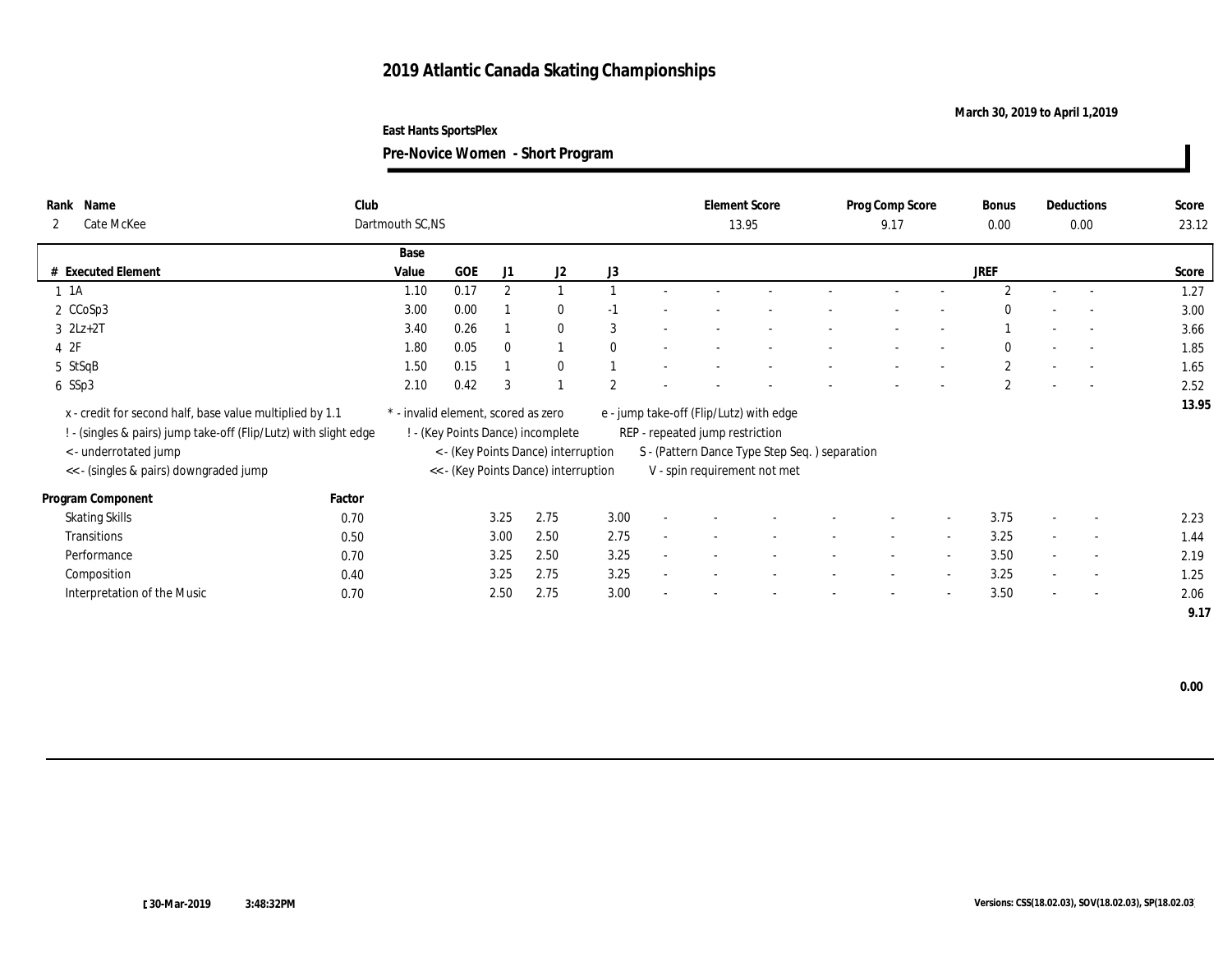# 2019 Atlantic Canada Skating Championships

March 30, 2019 to April 1,2019

East Hants SportsPlex

**Pre-Novice Women - Short Program**

| Rank | Name | Club | Element Score | Prog Comp Score | Bonus | Deductions | Score |
|---|---|---|---|---|---|---|---|
| 2 | Cate McKee | Dartmouth SC,NS | 13.95 | 9.17 | 0.00 | 0.00 | 23.12 |

| # | Executed Element | Base Value | GOE | J1 | J2 | J3 | | | | | | | JREF | | | Score |
|---|---|---|---|---|---|---|---|---|---|---|---|---|---|---|---|---|
| 1 | 1A | 1.10 | 0.17 | 2 | 1 | 1 | - | - | - | - | - | - | 2 | - | - | 1.27 |
| 2 | CCoSp3 | 3.00 | 0.00 | 1 | 0 | -1 | - | - | - | - | - | - | 0 | - | - | 3.00 |
| 3 | 2Lz+2T | 3.40 | 0.26 | 1 | 0 | 3 | - | - | - | - | - | - | 1 | - | - | 3.66 |
| 4 | 2F | 1.80 | 0.05 | 0 | 1 | 0 | - | - | - | - | - | - | 0 | - | - | 1.85 |
| 5 | StSqB | 1.50 | 0.15 | 1 | 0 | 1 | - | - | - | - | - | - | 2 | - | - | 1.65 |
| 6 | SSp3 | 2.10 | 0.42 | 3 | 1 | 2 | - | - | - | - | - | - | 2 | - | - | 2.52 |
| | | | | | | | | | | | | | | | | 13.95 |

x - credit for second half, base value multiplied by 1.1
! - (singles & pairs) jump take-off (Flip/Lutz) with slight edge
< - underrotated jump
<< - (singles & pairs) downgraded jump
* - invalid element, scored as zero
! - (Key Points Dance) incomplete
< - (Key Points Dance) interruption
<< - (Key Points Dance) interruption
e - jump take-off (Flip/Lutz) with edge
REP - repeated jump restriction
S - (Pattern Dance Type Step Seq. ) separation
V - spin requirement not met

| Program Component | Factor | J1 | J2 | J3 | | | | | | | JREF | | | Score |
|---|---|---|---|---|---|---|---|---|---|---|---|---|---|---|
| Skating Skills | 0.70 | 3.25 | 2.75 | 3.00 | - | - | - | - | - | - | 3.75 | - | - | 2.23 |
| Transitions | 0.50 | 3.00 | 2.50 | 2.75 | - | - | - | - | - | - | 3.25 | - | - | 1.44 |
| Performance | 0.70 | 3.25 | 2.50 | 3.25 | - | - | - | - | - | - | 3.50 | - | - | 2.19 |
| Composition | 0.40 | 3.25 | 2.75 | 3.25 | - | - | - | - | - | - | 3.25 | - | - | 1.25 |
| Interpretation of the Music | 0.70 | 2.50 | 2.75 | 3.00 | - | - | - | - | - | - | 3.50 | - | - | 2.06 |
| | | | | | | | | | | | | | | 9.17 |

0.00

[30-Mar-2019 3:48:32PM

Versions: CSS(18.02.03), SOV(18.02.03), SP(18.02.03)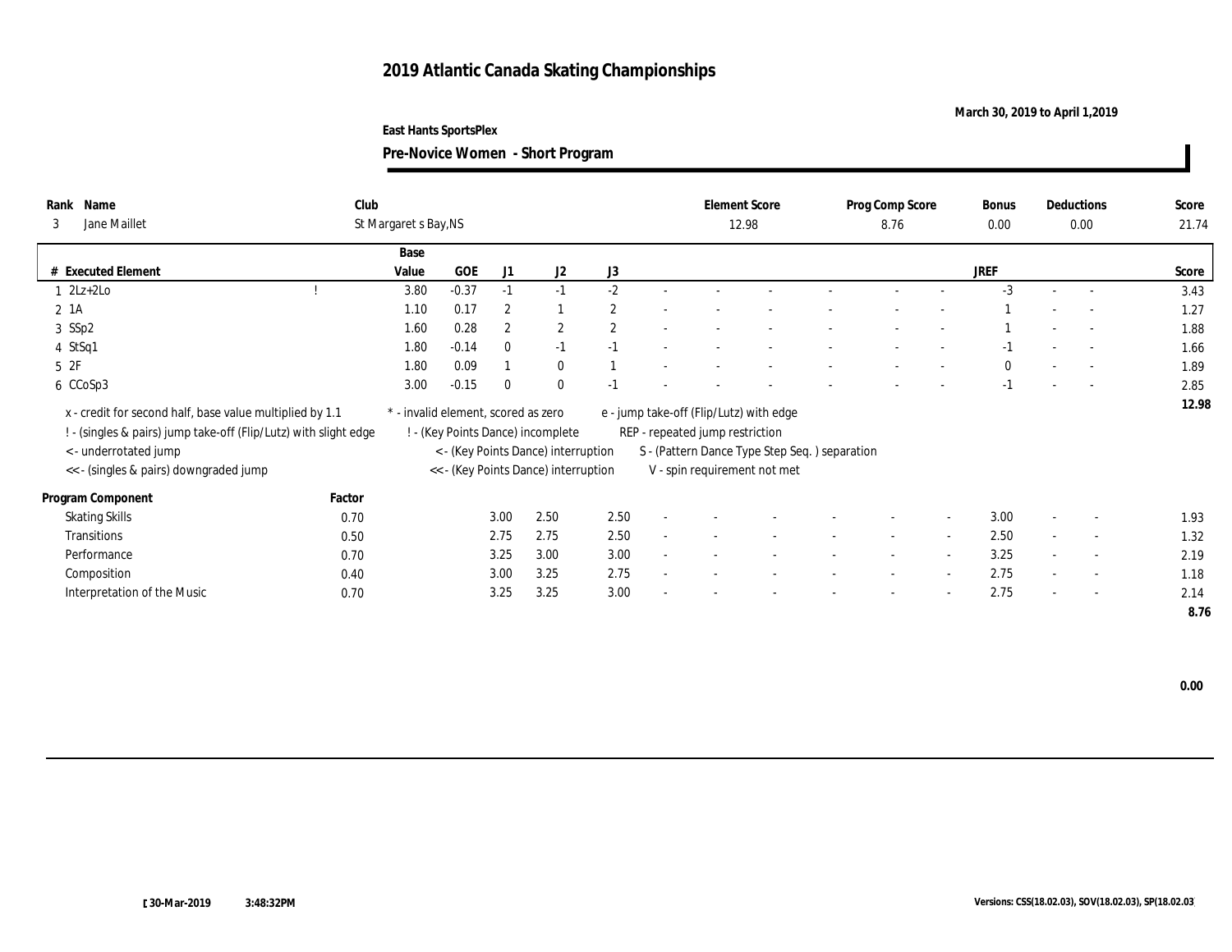# 2019 Atlantic Canada Skating Championships

**March 30, 2019 to April 1,2019**

**East Hants SportsPlex**

## Pre-Novice Women - Short Program

| Rank | Name | Club | Element Score | Prog Comp Score | Bonus | Deductions | Score |
|---|---|---|---|---|---|---|---|
| 3 | Jane Maillet | St Margaret s Bay,NS | 12.98 | 8.76 | 0.00 | 0.00 | 21.74 |

| # | Executed Element | | Base Value | GOE | J1 | J2 | J3 | - | - | - | - | - | - | JREF | - | - | Score |
|---|---|---|---|---|---|---|---|---|---|---|---|---|---|---|---|---|---|
| 1 | 2Lz+2Lo | ! | 3.80 | -0.37 | -1 | -1 | -2 | - | - | - | - | - | - | -3 | - | - | 3.43 |
| 2 | 1A | | 1.10 | 0.17 | 2 | 1 | 2 | - | - | - | - | - | - | 1 | - | - | 1.27 |
| 3 | SSp2 | | 1.60 | 0.28 | 2 | 2 | 2 | - | - | - | - | - | - | 1 | - | - | 1.88 |
| 4 | StSq1 | | 1.80 | -0.14 | 0 | -1 | -1 | - | - | - | - | - | - | -1 | - | - | 1.66 |
| 5 | 2F | | 1.80 | 0.09 | 1 | 0 | 1 | - | - | - | - | - | - | 0 | - | - | 1.89 |
| 6 | CCoSp3 | | 3.00 | -0.15 | 0 | 0 | -1 | - | - | - | - | - | - | -1 | - | - | 2.85 |
| | | | | | | | | | | | | | | | | | 12.98 |

x - credit for second half, base value multiplied by 1.1
! - (singles & pairs) jump take-off (Flip/Lutz) with slight edge
< - underrotated jump
<< - (singles & pairs) downgraded jump

* - invalid element, scored as zero
! - (Key Points Dance) incomplete
< - (Key Points Dance) interruption
<< - (Key Points Dance) interruption

e - jump take-off (Flip/Lutz) with edge
REP - repeated jump restriction
S - (Pattern Dance Type Step Seq. ) separation
V - spin requirement not met

| Program Component | Factor | J1 | J2 | J3 | - | - | - | - | - | - | JREF | - | - | Score |
|---|---|---|---|---|---|---|---|---|---|---|---|---|---|---|
| Skating Skills | 0.70 | 3.00 | 2.50 | 2.50 | - | - | - | - | - | - | 3.00 | - | - | 1.93 |
| Transitions | 0.50 | 2.75 | 2.75 | 2.50 | - | - | - | - | - | - | 2.50 | - | - | 1.32 |
| Performance | 0.70 | 3.25 | 3.00 | 3.00 | - | - | - | - | - | - | 3.25 | - | - | 2.19 |
| Composition | 0.40 | 3.00 | 3.25 | 2.75 | - | - | - | - | - | - | 2.75 | - | - | 1.18 |
| Interpretation of the Music | 0.70 | 3.25 | 3.25 | 3.00 | - | - | - | - | - | - | 2.75 | - | - | 2.14 |
| | | | | | | | | | | | | | | 8.76 |

**0.00**

[30-Mar-2019 3:48:32PM

Versions: CSS(18.02.03), SOV(18.02.03), SP(18.02.03)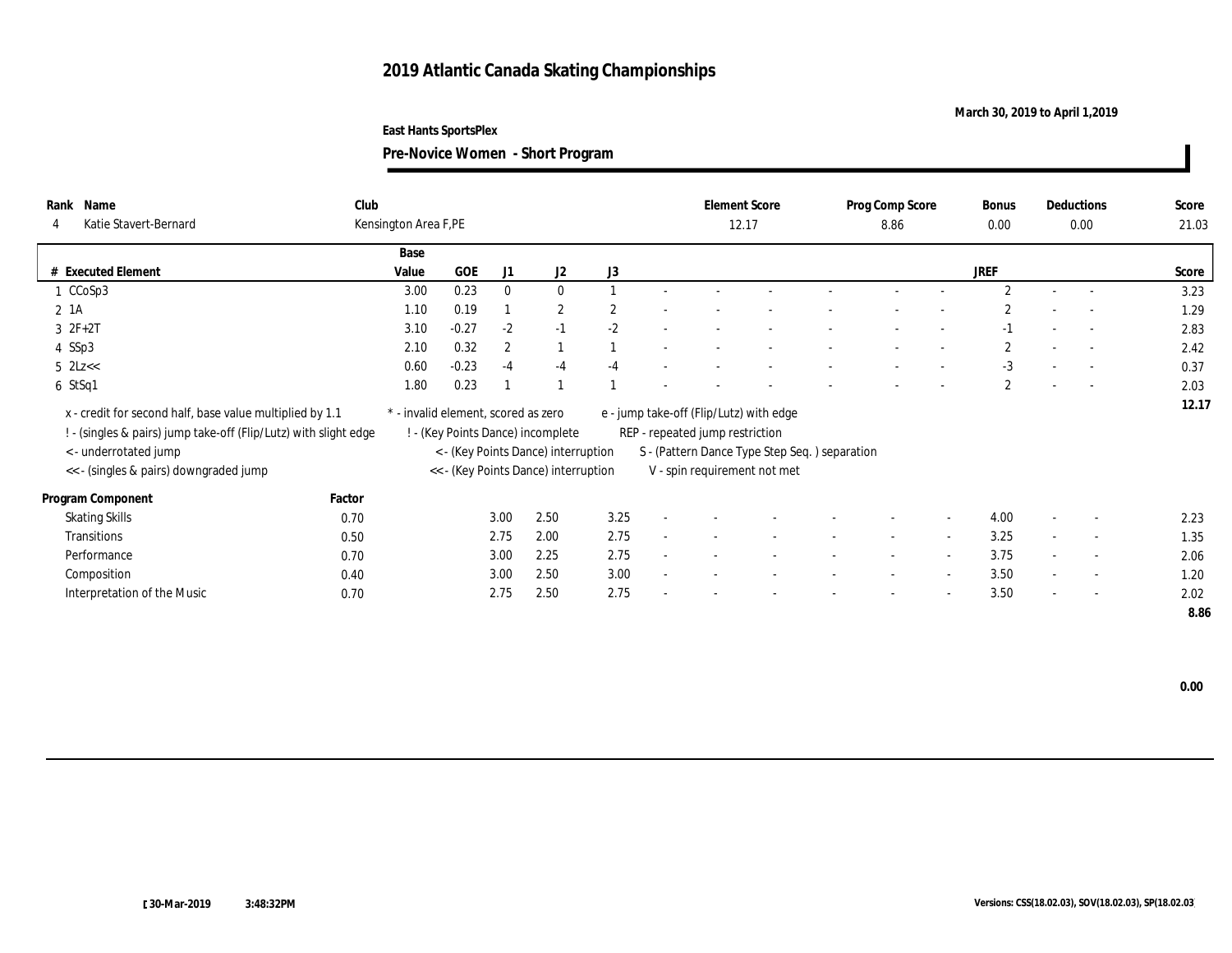# 2019 Atlantic Canada Skating Championships

March 30, 2019 to April 1,2019

East Hants SportsPlex

**Pre-Novice Women - Short Program**

| Rank | Name | Club | Element Score | Prog Comp Score | Bonus | Deductions | Score |
|---|---|---|---|---|---|---|---|
| 4 | Katie Stavert-Bernard | Kensington Area F,PE | 12.17 | 8.86 | 0.00 | 0.00 | 21.03 |

| # | Executed Element | Base Value | GOE | J1 | J2 | J3 | | | | | | | | | JREF | | | Score |
|---|---|---|---|---|---|---|---|---|---|---|---|---|---|---|---|---|---|---|
| 1 | CCoSp3 | 3.00 | 0.23 | 0 | 0 | 1 | - | - | - | - | - | - | - | - | 2 | - | - | 3.23 |
| 2 | 1A | 1.10 | 0.19 | 1 | 2 | 2 | - | - | - | - | - | - | - | - | 2 | - | - | 1.29 |
| 3 | 2F+2T | 3.10 | -0.27 | -2 | -1 | -2 | - | - | - | - | - | - | - | - | -1 | - | - | 2.83 |
| 4 | SSp3 | 2.10 | 0.32 | 2 | 1 | 1 | - | - | - | - | - | - | - | - | 2 | - | - | 2.42 |
| 5 | 2Lz<< | 0.60 | -0.23 | -4 | -4 | -4 | - | - | - | - | - | - | - | - | -3 | - | - | 0.37 |
| 6 | StSq1 | 1.80 | 0.23 | 1 | 1 | 1 | - | - | - | - | - | - | - | - | 2 | - | - | 2.03 |
| | | | | | | | | | | | | | | | | | | 12.17 |

x - credit for second half, base value multiplied by 1.1
! - (singles & pairs) jump take-off (Flip/Lutz) with slight edge
< - underrotated jump
<< - (singles & pairs) downgraded jump
* - invalid element, scored as zero
! - (Key Points Dance) incomplete
< - (Key Points Dance) interruption
<< - (Key Points Dance) interruption
e - jump take-off (Flip/Lutz) with edge
REP - repeated jump restriction
S - (Pattern Dance Type Step Seq. ) separation
V - spin requirement not met

| Program Component | Factor | J1 | J2 | J3 | | | | | | | | | JREF | | | Score |
|---|---|---|---|---|---|---|---|---|---|---|---|---|---|---|---|---|
| Skating Skills | 0.70 | 3.00 | 2.50 | 3.25 | - | - | - | - | - | - | - | - | 4.00 | - | - | 2.23 |
| Transitions | 0.50 | 2.75 | 2.00 | 2.75 | - | - | - | - | - | - | - | - | 3.25 | - | - | 1.35 |
| Performance | 0.70 | 3.00 | 2.25 | 2.75 | - | - | - | - | - | - | - | - | 3.75 | - | - | 2.06 |
| Composition | 0.40 | 3.00 | 2.50 | 3.00 | - | - | - | - | - | - | - | - | 3.50 | - | - | 1.20 |
| Interpretation of the Music | 0.70 | 2.75 | 2.50 | 2.75 | - | - | - | - | - | - | - | - | 3.50 | - | - | 2.02 |
| | | | | | | | | | | | | | | | | 8.86 |

0.00

30-Mar-2019 3:48:32PM

Versions: CSS(18.02.03), SOV(18.02.03), SP(18.02.03)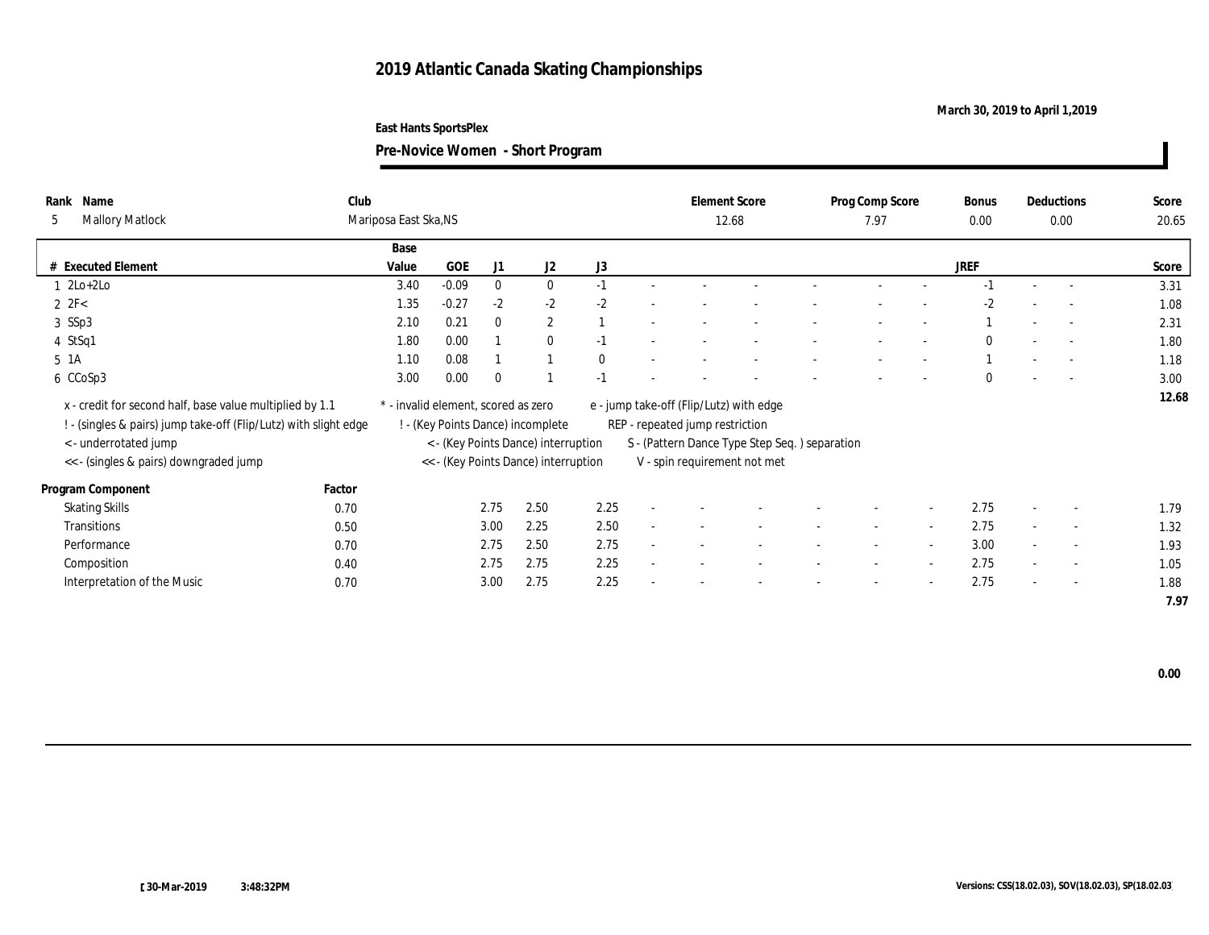# 2019 Atlantic Canada Skating Championships

March 30, 2019 to April 1,2019

East Hants SportsPlex

**Pre-Novice Women - Short Program**

| Rank | Name | Club | Element Score | Prog Comp Score | Bonus | Deductions | Score |
|---|---|---|---|---|---|---|---|
| 5 | Mallory Matlock | Mariposa East Ska,NS | 12.68 | 7.97 | 0.00 | 0.00 | 20.65 |

| # | Executed Element | Base Value | GOE | J1 | J2 | J3 | | | | | | | | | JREF | | | Score |
|---|---|---|---|---|---|---|---|---|---|---|---|---|---|---|---|---|---|---|
| 1 | 2Lo+2Lo | 3.40 | -0.09 | 0 | 0 | -1 | - | - | - | - | - | - | | | -1 | - | - | 3.31 |
| 2 | 2F< | 1.35 | -0.27 | -2 | -2 | -2 | - | - | - | - | - | - | | | -2 | - | - | 1.08 |
| 3 | SSp3 | 2.10 | 0.21 | 0 | 2 | 1 | - | - | - | - | - | - | | | 1 | - | - | 2.31 |
| 4 | StSq1 | 1.80 | 0.00 | 1 | 0 | -1 | - | - | - | - | - | - | | | 0 | - | - | 1.80 |
| 5 | 1A | 1.10 | 0.08 | 1 | 1 | 0 | - | - | - | - | - | - | | | 1 | - | - | 1.18 |
| 6 | CCoSp3 | 3.00 | 0.00 | 0 | 1 | -1 | - | - | - | - | - | - | | | 0 | - | - | 3.00 |
| | | | | | | | | | | | | | | | | | | 12.68 |

x - credit for second half, base value multiplied by 1.1
! - (singles & pairs) jump take-off (Flip/Lutz) with slight edge
< - underrotated jump
<< - (singles & pairs) downgraded jump
* - invalid element, scored as zero
! - (Key Points Dance) incomplete
< - (Key Points Dance) interruption
<< - (Key Points Dance) interruption
e - jump take-off (Flip/Lutz) with edge
REP - repeated jump restriction
S - (Pattern Dance Type Step Seq. ) separation
V - spin requirement not met

| Program Component | Factor | J1 | J2 | J3 | | | | | | | JREF | | | Score |
|---|---|---|---|---|---|---|---|---|---|---|---|---|---|---|
| Skating Skills | 0.70 | 2.75 | 2.50 | 2.25 | - | - | - | - | - | - | 2.75 | - | - | 1.79 |
| Transitions | 0.50 | 3.00 | 2.25 | 2.50 | - | - | - | - | - | - | 2.75 | - | - | 1.32 |
| Performance | 0.70 | 2.75 | 2.50 | 2.75 | - | - | - | - | - | - | 3.00 | - | - | 1.93 |
| Composition | 0.40 | 2.75 | 2.75 | 2.25 | - | - | - | - | - | - | 2.75 | - | - | 1.05 |
| Interpretation of the Music | 0.70 | 3.00 | 2.75 | 2.25 | - | - | - | - | - | - | 2.75 | - | - | 1.88 |
| | | | | | | | | | | | | | | 7.97 |

0.00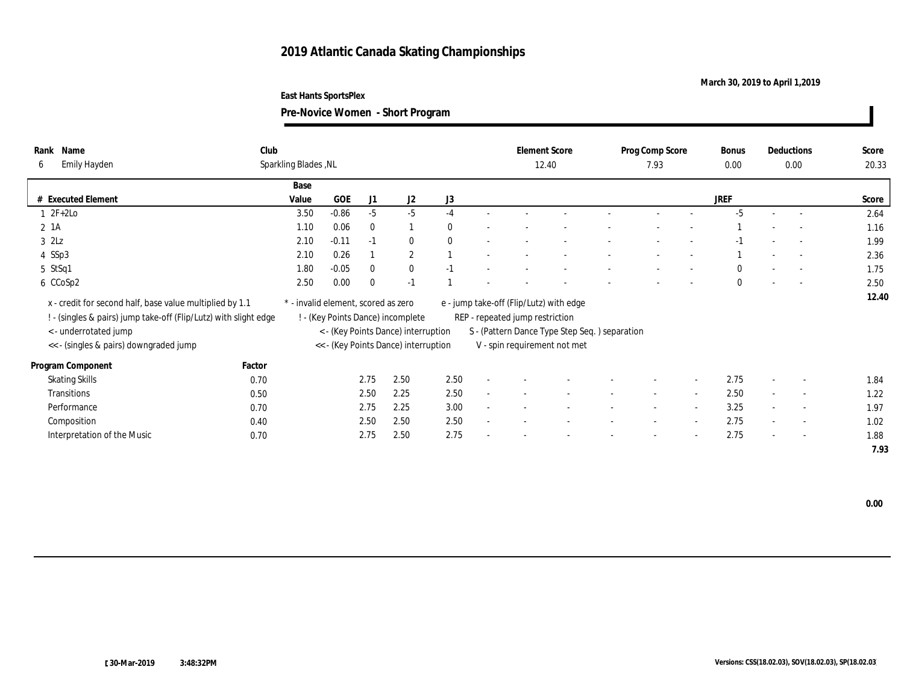# 2019 Atlantic Canada Skating Championships

March 30, 2019 to April 1,2019

East Hants SportsPlex

**Pre-Novice Women - Short Program**

| Rank | Name | Club | Element Score | Prog Comp Score | Bonus | Deductions | Score |
|---|---|---|---|---|---|---|---|
| 6 | Emily Hayden | Sparkling Blades ,NL | 12.40 | 7.93 | 0.00 | 0.00 | 20.33 |

| # | Executed Element | Base Value | GOE | J1 | J2 | J3 | | | | | | | | | JREF | | | Score |
|---|---|---|---|---|---|---|---|---|---|---|---|---|---|---|---|---|---|---|
| 1 | 2F+2Lo | 3.50 | -0.86 | -5 | -5 | -4 | - | - | - | - | - | - | - | - | -5 | - | - | 2.64 |
| 2 | 1A | 1.10 | 0.06 | 0 | 1 | 0 | - | - | - | - | - | - | - | - | 1 | - | - | 1.16 |
| 3 | 2Lz | 2.10 | -0.11 | -1 | 0 | 0 | - | - | - | - | - | - | - | - | -1 | - | - | 1.99 |
| 4 | SSp3 | 2.10 | 0.26 | 1 | 2 | 1 | - | - | - | - | - | - | - | - | 1 | - | - | 2.36 |
| 5 | StSq1 | 1.80 | -0.05 | 0 | 0 | -1 | - | - | - | - | - | - | - | - | 0 | - | - | 1.75 |
| 6 | CCoSp2 | 2.50 | 0.00 | 0 | -1 | 1 | - | - | - | - | - | - | - | - | 0 | - | - | 2.50 |
| | | | | | | | | | | | | | | | | | | 12.40 |

x - credit for second half, base value multiplied by 1.1
! - (singles & pairs) jump take-off (Flip/Lutz) with slight edge
< - underrotated jump
<< - (singles & pairs) downgraded jump

\* - invalid element, scored as zero
! - (Key Points Dance) incomplete
< - (Key Points Dance) interruption
<< - (Key Points Dance) interruption

e - jump take-off (Flip/Lutz) with edge
REP - repeated jump restriction
S - (Pattern Dance Type Step Seq. ) separation
V - spin requirement not met

| Program Component | Factor | J1 | J2 | J3 | | | | | | | | | JREF | | | Score |
|---|---|---|---|---|---|---|---|---|---|---|---|---|---|---|---|---|
| Skating Skills | 0.70 | 2.75 | 2.50 | 2.50 | - | - | - | - | - | - | - | - | 2.75 | - | - | 1.84 |
| Transitions | 0.50 | 2.50 | 2.25 | 2.50 | - | - | - | - | - | - | - | - | 2.50 | - | - | 1.22 |
| Performance | 0.70 | 2.75 | 2.25 | 3.00 | - | - | - | - | - | - | - | - | 3.25 | - | - | 1.97 |
| Composition | 0.40 | 2.50 | 2.50 | 2.50 | - | - | - | - | - | - | - | - | 2.75 | - | - | 1.02 |
| Interpretation of the Music | 0.70 | 2.75 | 2.50 | 2.75 | - | - | - | - | - | - | - | - | 2.75 | - | - | 1.88 |
| | | | | | | | | | | | | | | | | 7.93 |

0.00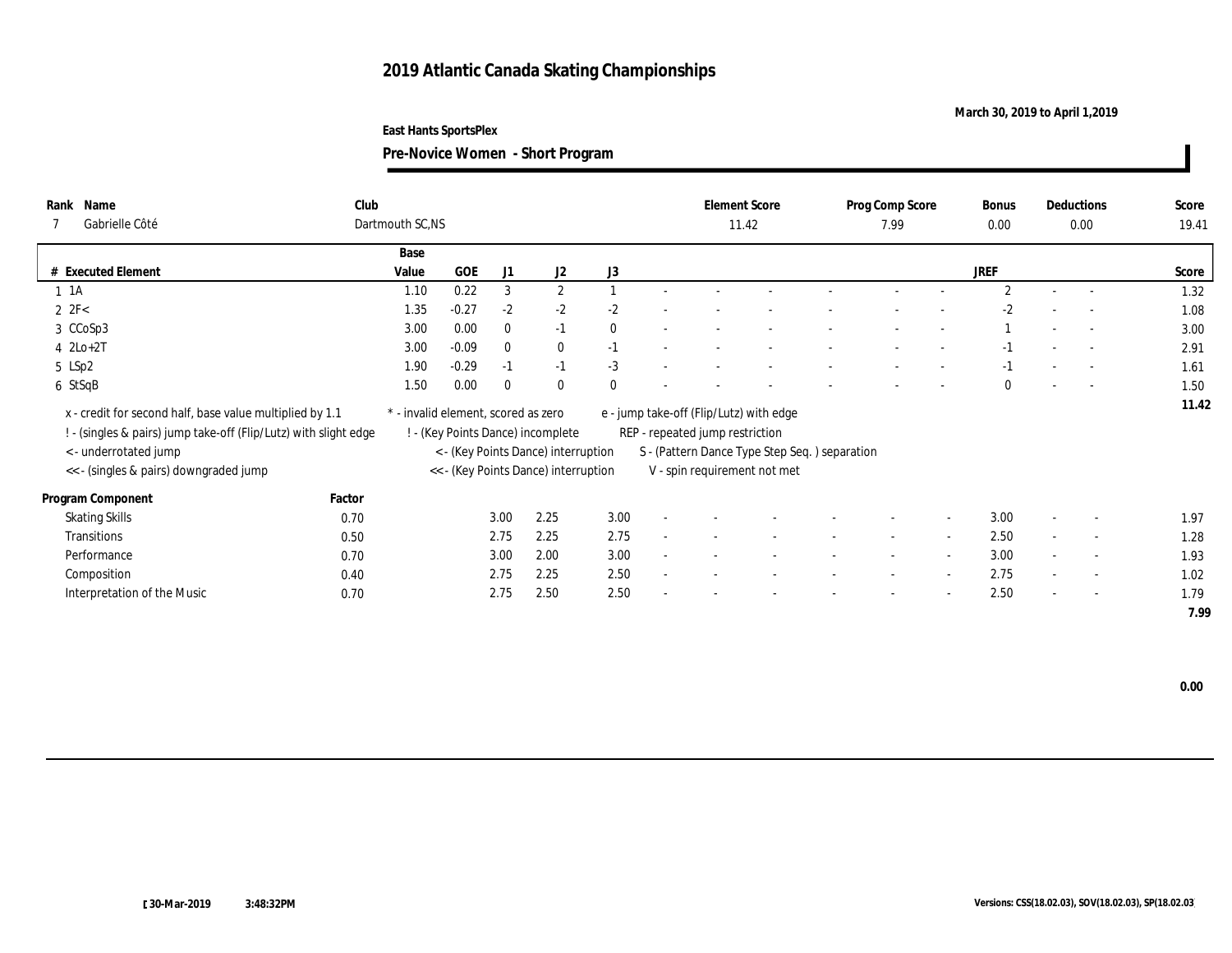# 2019 Atlantic Canada Skating Championships

March 30, 2019 to April 1,2019

East Hants SportsPlex

## Pre-Novice Women - Short Program

| Rank | Name | Club | Element Score | Prog Comp Score | Bonus | Deductions | Score |
|---|---|---|---|---|---|---|---|
| 7 | Gabrielle Côté | Dartmouth SC,NS | 11.42 | 7.99 | 0.00 | 0.00 | 19.41 |

| # | Executed Element | Base Value | GOE | J1 | J2 | J3 | | | | | | | | JREF | | | Score |
|---|---|---|---|---|---|---|---|---|---|---|---|---|---|---|---|---|---|
| 1 | 1A | 1.10 | 0.22 | 3 | 2 | 1 | - | - | - | - | - | - | - | 2 | - | - | 1.32 |
| 2 | 2F< | 1.35 | -0.27 | -2 | -2 | -2 | - | - | - | - | - | - | - | -2 | - | - | 1.08 |
| 3 | CCoSp3 | 3.00 | 0.00 | 0 | -1 | 0 | - | - | - | - | - | - | - | 1 | - | - | 3.00 |
| 4 | 2Lo+2T | 3.00 | -0.09 | 0 | 0 | -1 | - | - | - | - | - | - | - | -1 | - | - | 2.91 |
| 5 | LSp2 | 1.90 | -0.29 | -1 | -1 | -3 | - | - | - | - | - | - | - | -1 | - | - | 1.61 |
| 6 | StSqB | 1.50 | 0.00 | 0 | 0 | 0 | - | - | - | - | - | - | - | 0 | - | - | 1.50 |
| | | | | | | | | | | | | | | | | | 11.42 |

x - credit for second half, base value multiplied by 1.1
! - (singles & pairs) jump take-off (Flip/Lutz) with slight edge
< - underrotated jump
<< - (singles & pairs) downgraded jump
* - invalid element, scored as zero
! - (Key Points Dance) incomplete
< - (Key Points Dance) interruption
<< - (Key Points Dance) interruption
e - jump take-off (Flip/Lutz) with edge
REP - repeated jump restriction
S - (Pattern Dance Type Step Seq. ) separation
V - spin requirement not met

| Program Component | Factor | J1 | J2 | J3 | | | | | | | | JREF | | | Score |
|---|---|---|---|---|---|---|---|---|---|---|---|---|---|---|---|
| Skating Skills | 0.70 | 3.00 | 2.25 | 3.00 | - | - | - | - | - | - | - | 3.00 | - | - | 1.97 |
| Transitions | 0.50 | 2.75 | 2.25 | 2.75 | - | - | - | - | - | - | - | 2.50 | - | - | 1.28 |
| Performance | 0.70 | 3.00 | 2.00 | 3.00 | - | - | - | - | - | - | - | 3.00 | - | - | 1.93 |
| Composition | 0.40 | 2.75 | 2.25 | 2.50 | - | - | - | - | - | - | - | 2.75 | - | - | 1.02 |
| Interpretation of the Music | 0.70 | 2.75 | 2.50 | 2.50 | - | - | - | - | - | - | - | 2.50 | - | - | 1.79 |
| | | | | | | | | | | | | | | | 7.99 |

0.00

[30-Mar-2019 3:48:32PM

Versions: CSS(18.02.03), SOV(18.02.03), SP(18.02.03)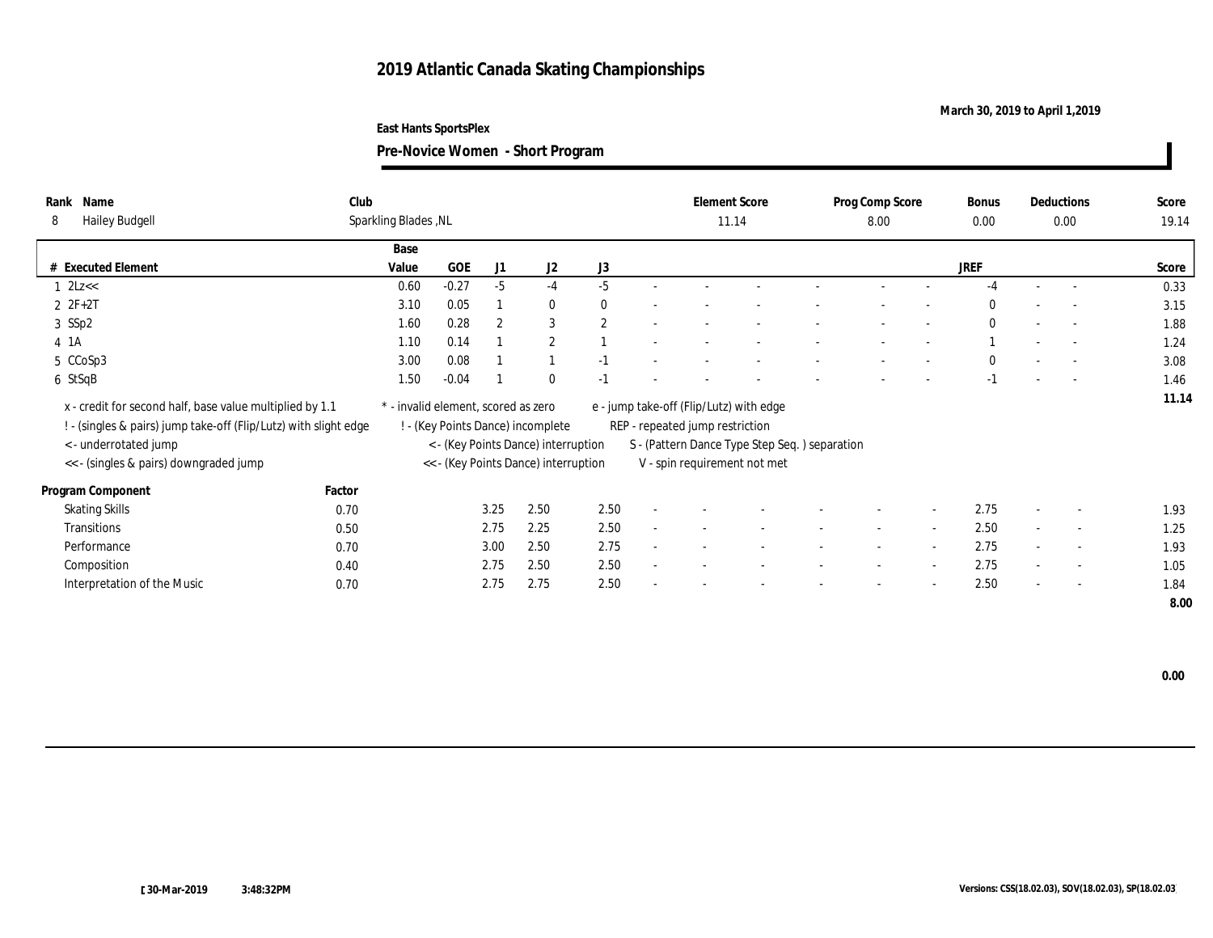# 2019 Atlantic Canada Skating Championships

March 30, 2019 to April 1,2019

East Hants SportsPlex

**Pre-Novice Women - Short Program**

| Rank | Name | Club | Element Score | Prog Comp Score | Bonus | Deductions | Score |
|---|---|---|---|---|---|---|---|
| 8 | Hailey Budgell | Sparkling Blades ,NL | 11.14 | 8.00 | 0.00 | 0.00 | 19.14 |

| # | Executed Element | Base Value | GOE | J1 | J2 | J3 | | | | | | | | JREF | | | Score |
|---|---|---|---|---|---|---|---|---|---|---|---|---|---|---|---|---|---|
| 1 | 2Lz<< | 0.60 | -0.27 | -5 | -4 | -5 | - | - | - | - | - | - | - | -4 | - | - | 0.33 |
| 2 | 2F+2T | 3.10 | 0.05 | 1 | 0 | 0 | - | - | - | - | - | - | - | 0 | - | - | 3.15 |
| 3 | SSp2 | 1.60 | 0.28 | 2 | 3 | 2 | - | - | - | - | - | - | - | 0 | - | - | 1.88 |
| 4 | 1A | 1.10 | 0.14 | 1 | 2 | 1 | - | - | - | - | - | - | - | 1 | - | - | 1.24 |
| 5 | CCoSp3 | 3.00 | 0.08 | 1 | 1 | -1 | - | - | - | - | - | - | - | 0 | - | - | 3.08 |
| 6 | StSqB | 1.50 | -0.04 | 1 | 0 | -1 | - | - | - | - | - | - | - | -1 | - | - | 1.46 |
| | | | | | | | | | | | | | | | | | 11.14 |

x - credit for second half, base value multiplied by 1.1
! - (singles & pairs) jump take-off (Flip/Lutz) with slight edge
< - underrotated jump
<< - (singles & pairs) downgraded jump
* - invalid element, scored as zero
! - (Key Points Dance) incomplete
< - (Key Points Dance) interruption
<< - (Key Points Dance) interruption
e - jump take-off (Flip/Lutz) with edge
REP - repeated jump restriction
S - (Pattern Dance Type Step Seq. ) separation
V - spin requirement not met

| Program Component | Factor | J1 | J2 | J3 | | | | | | | | JREF | | | Score |
|---|---|---|---|---|---|---|---|---|---|---|---|---|---|---|---|
| Skating Skills | 0.70 | 3.25 | 2.50 | 2.50 | - | - | - | - | - | - | - | 2.75 | - | - | 1.93 |
| Transitions | 0.50 | 2.75 | 2.25 | 2.50 | - | - | - | - | - | - | - | 2.50 | - | - | 1.25 |
| Performance | 0.70 | 3.00 | 2.50 | 2.75 | - | - | - | - | - | - | - | 2.75 | - | - | 1.93 |
| Composition | 0.40 | 2.75 | 2.50 | 2.50 | - | - | - | - | - | - | - | 2.75 | - | - | 1.05 |
| Interpretation of the Music | 0.70 | 2.75 | 2.75 | 2.50 | - | - | - | - | - | - | - | 2.50 | - | - | 1.84 |
| | | | | | | | | | | | | | | | 8.00 |

0.00

[30-Mar-2019 3:48:32PM

Versions: CSS(18.02.03), SOV(18.02.03), SP(18.02.03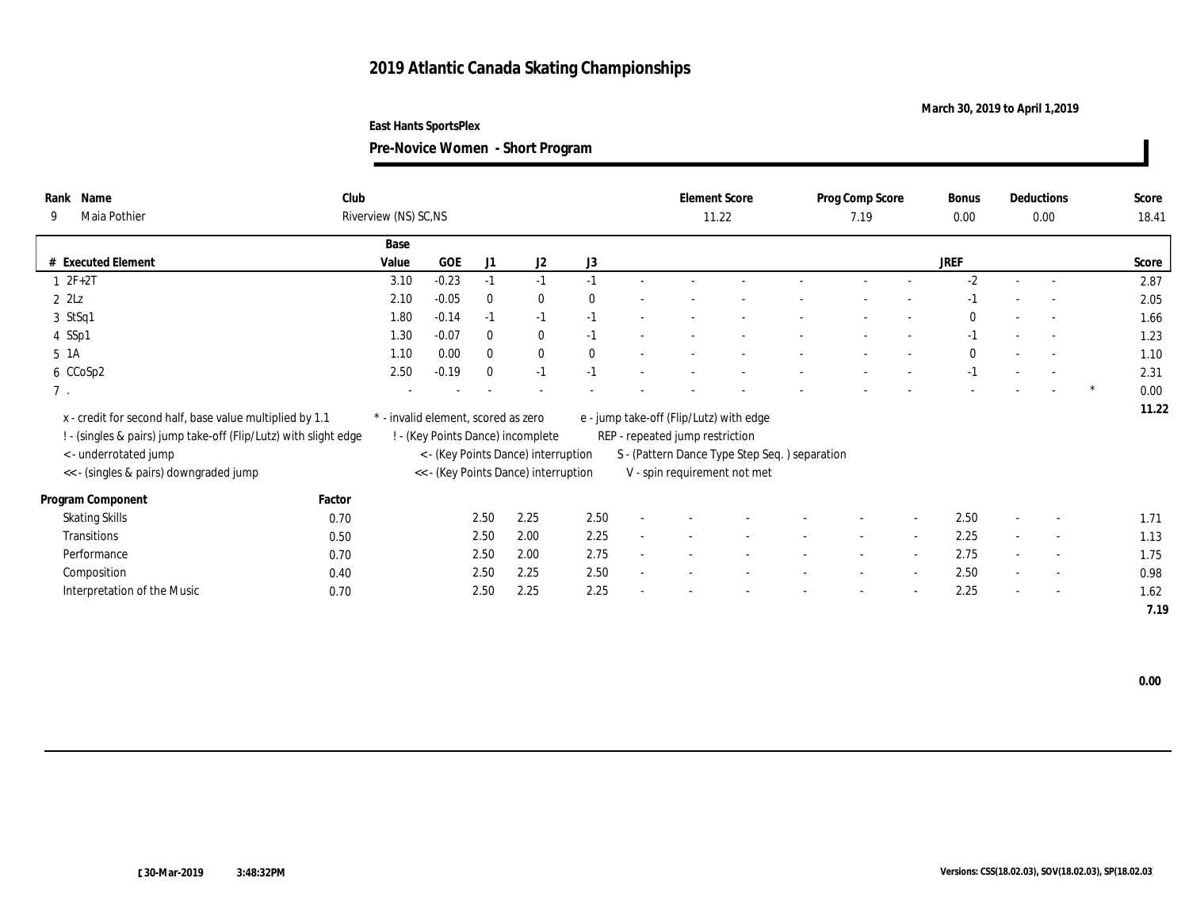# 2019 Atlantic Canada Skating Championships

March 30, 2019 to April 1,2019

East Hants SportsPlex

**Pre-Novice Women - Short Program**

| Rank | Name | Club | Element Score | Prog Comp Score | Bonus | Deductions | Score |
|---|---|---|---|---|---|---|---|
| 9 | Maia Pothier | Riverview (NS) SC,NS | 11.22 | 7.19 | 0.00 | 0.00 | 18.41 |

| # | Executed Element | Base Value | GOE | J1 | J2 | J3 | | | | | | | | | JREF | | | | Score |
|---|---|---|---|---|---|---|---|---|---|---|---|---|---|---|---|---|---|---|---|
| 1 | 2F+2T | 3.10 | -0.23 | -1 | -1 | -1 | - | - | - | - | - | - | - | - | -2 | - | - | | 2.87 |
| 2 | 2Lz | 2.10 | -0.05 | 0 | 0 | 0 | - | - | - | - | - | - | - | - | -1 | - | - | | 2.05 |
| 3 | StSq1 | 1.80 | -0.14 | -1 | -1 | -1 | - | - | - | - | - | - | - | - | 0 | - | - | | 1.66 |
| 4 | SSp1 | 1.30 | -0.07 | 0 | 0 | -1 | - | - | - | - | - | - | - | - | -1 | - | - | | 1.23 |
| 5 | 1A | 1.10 | 0.00 | 0 | 0 | 0 | - | - | - | - | - | - | - | - | 0 | - | - | | 1.10 |
| 6 | CCoSp2 | 2.50 | -0.19 | 0 | -1 | -1 | - | - | - | - | - | - | - | - | -1 | - | - | | 2.31 |
| 7 | . | - | - | - | - | - | - | - | - | - | - | - | - | - | - | - | - | * | 0.00 |
| | | | | | | | | | | | | | | | | | | | 11.22 |

x - credit for second half, base value multiplied by 1.1
! - (singles & pairs) jump take-off (Flip/Lutz) with slight edge
< - underrotated jump
<< - (singles & pairs) downgraded jump
* - invalid element, scored as zero
! - (Key Points Dance) incomplete
< - (Key Points Dance) interruption
<< - (Key Points Dance) interruption
e - jump take-off (Flip/Lutz) with edge
REP - repeated jump restriction
S - (Pattern Dance Type Step Seq. ) separation
V - spin requirement not met

| Program Component | Factor | J1 | J2 | J3 | | | | | | | JREF | | | Score |
|---|---|---|---|---|---|---|---|---|---|---|---|---|---|---|
| Skating Skills | 0.70 | 2.50 | 2.25 | 2.50 | - | - | - | - | - | - | 2.50 | - | - | 1.71 |
| Transitions | 0.50 | 2.50 | 2.00 | 2.25 | - | - | - | - | - | - | 2.25 | - | - | 1.13 |
| Performance | 0.70 | 2.50 | 2.00 | 2.75 | - | - | - | - | - | - | 2.75 | - | - | 1.75 |
| Composition | 0.40 | 2.50 | 2.25 | 2.50 | - | - | - | - | - | - | 2.50 | - | - | 0.98 |
| Interpretation of the Music | 0.70 | 2.50 | 2.25 | 2.25 | - | - | - | - | - | - | 2.25 | - | - | 1.62 |
| | | | | | | | | | | | | | | 7.19 |

**0.00**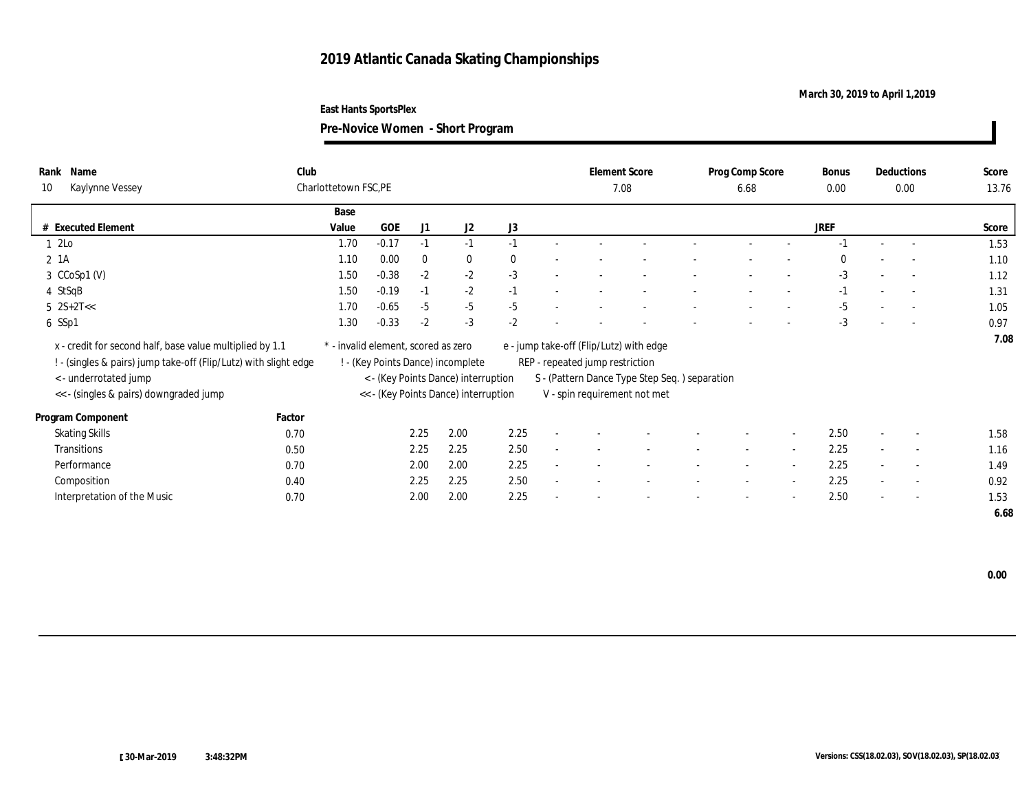# 2019 Atlantic Canada Skating Championships

**March 30, 2019 to April 1,2019**

**East Hants SportsPlex**

**Pre-Novice Women - Short Program**

| Rank | Name | Club | Element Score | Prog Comp Score | Bonus | Deductions | Score |
|---|---|---|---|---|---|---|---|
| 10 | Kaylynne Vessey | Charlottetown FSC,PE | 7.08 | 6.68 | 0.00 | 0.00 | 13.76 |

| # | Executed Element | Base Value | GOE | J1 | J2 | J3 | | | | | | | | | JREF | | | Score |
|---|---|---|---|---|---|---|---|---|---|---|---|---|---|---|---|---|---|---|
| 1 | 2Lo | 1.70 | -0.17 | -1 | -1 | -1 | - | - | - | - | - | - | - | - | -1 | - | - | 1.53 |
| 2 | 1A | 1.10 | 0.00 | 0 | 0 | 0 | - | - | - | - | - | - | - | - | 0 | - | - | 1.10 |
| 3 | CCoSp1 (V) | 1.50 | -0.38 | -2 | -2 | -3 | - | - | - | - | - | - | - | - | -3 | - | - | 1.12 |
| 4 | StSqB | 1.50 | -0.19 | -1 | -2 | -1 | - | - | - | - | - | - | - | - | -1 | - | - | 1.31 |
| 5 | 2S+2T<< | 1.70 | -0.65 | -5 | -5 | -5 | - | - | - | - | - | - | - | - | -5 | - | - | 1.05 |
| 6 | SSp1 | 1.30 | -0.33 | -2 | -3 | -2 | - | - | - | - | - | - | - | - | -3 | - | - | 0.97 |
| | | | | | | | | | | | | | | | | | | 7.08 |

x - credit for second half, base value multiplied by 1.1
! - (singles & pairs) jump take-off (Flip/Lutz) with slight edge
< - underrotated jump
<< - (singles & pairs) downgraded jump
* - invalid element, scored as zero
! - (Key Points Dance) incomplete
< - (Key Points Dance) interruption
<< - (Key Points Dance) interruption
e - jump take-off (Flip/Lutz) with edge
REP - repeated jump restriction
S - (Pattern Dance Type Step Seq. ) separation
V - spin requirement not met

| Program Component | Factor | J1 | J2 | J3 | | | | | | | | | JREF | | | Score |
|---|---|---|---|---|---|---|---|---|---|---|---|---|---|---|---|---|
| Skating Skills | 0.70 | 2.25 | 2.00 | 2.25 | - | - | - | - | - | - | - | - | 2.50 | - | - | 1.58 |
| Transitions | 0.50 | 2.25 | 2.25 | 2.50 | - | - | - | - | - | - | - | - | 2.25 | - | - | 1.16 |
| Performance | 0.70 | 2.00 | 2.00 | 2.25 | - | - | - | - | - | - | - | - | 2.25 | - | - | 1.49 |
| Composition | 0.40 | 2.25 | 2.25 | 2.50 | - | - | - | - | - | - | - | - | 2.25 | - | - | 0.92 |
| Interpretation of the Music | 0.70 | 2.00 | 2.00 | 2.25 | - | - | - | - | - | - | - | - | 2.50 | - | - | 1.53 |
| | | | | | | | | | | | | | | | | 6.68 |

**0.00**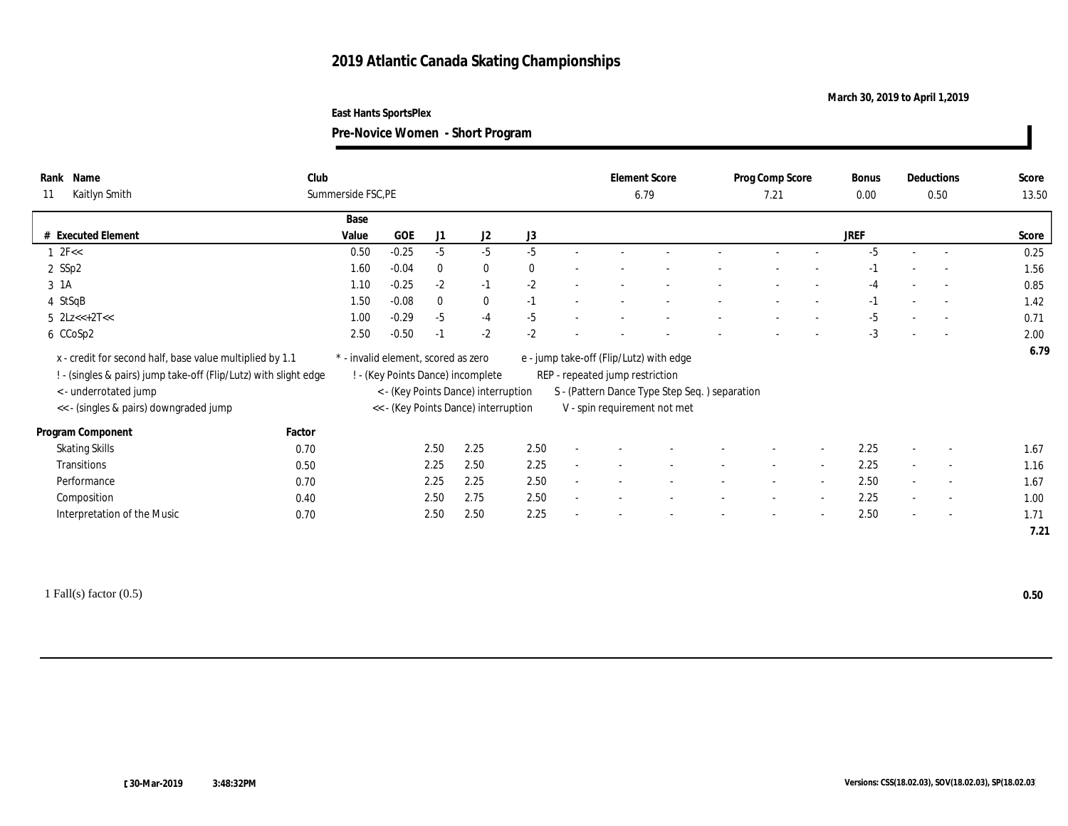# 2019 Atlantic Canada Skating Championships

**March 30, 2019 to April 1,2019**

**East Hants SportsPlex**

## Pre-Novice Women - Short Program

| Rank | Name | Club | Element Score | Prog Comp Score | Bonus | Deductions | Score |
|---|---|---|---|---|---|---|---|
| 11 | Kaitlyn Smith | Summerside FSC,PE | 6.79 | 7.21 | 0.00 | 0.50 | 13.50 |

| # | Executed Element | Base Value | GOE | J1 | J2 | J3 | | | | | | | | | JREF | | | Score |
|---|---|---|---|---|---|---|---|---|---|---|---|---|---|---|---|---|---|---|
| 1 | 2F<< | 0.50 | -0.25 | -5 | -5 | -5 | - | - | - | - | - | - | | | -5 | - | - | 0.25 |
| 2 | SSp2 | 1.60 | -0.04 | 0 | 0 | 0 | - | - | - | - | - | - | | | -1 | - | - | 1.56 |
| 3 | 1A | 1.10 | -0.25 | -2 | -1 | -2 | - | - | - | - | - | - | | | -4 | - | - | 0.85 |
| 4 | StSqB | 1.50 | -0.08 | 0 | 0 | -1 | - | - | - | - | - | - | | | -1 | - | - | 1.42 |
| 5 | 2Lz<<+2T<< | 1.00 | -0.29 | -5 | -4 | -5 | - | - | - | - | - | - | | | -5 | - | - | 0.71 |
| 6 | CCoSp2 | 2.50 | -0.50 | -1 | -2 | -2 | - | - | - | - | - | - | | | -3 | - | - | 2.00 |
| | | | | | | | | | | | | | | | | | | 6.79 |

x - credit for second half, base value multiplied by 1.1
! - (singles & pairs) jump take-off (Flip/Lutz) with slight edge
< - underrotated jump
<< - (singles & pairs) downgraded jump

* - invalid element, scored as zero
! - (Key Points Dance) incomplete
< - (Key Points Dance) interruption
<< - (Key Points Dance) interruption

e - jump take-off (Flip/Lutz) with edge
REP - repeated jump restriction
S - (Pattern Dance Type Step Seq. ) separation
V - spin requirement not met

| Program Component | Factor | J1 | J2 | J3 | | | | | | | | | JREF | | | Score |
|---|---|---|---|---|---|---|---|---|---|---|---|---|---|---|---|---|
| Skating Skills | 0.70 | 2.50 | 2.25 | 2.50 | - | - | - | - | - | - | - | - | 2.25 | - | - | 1.67 |
| Transitions | 0.50 | 2.25 | 2.50 | 2.25 | - | - | - | - | - | - | - | - | 2.25 | - | - | 1.16 |
| Performance | 0.70 | 2.25 | 2.25 | 2.50 | - | - | - | - | - | - | - | - | 2.50 | - | - | 1.67 |
| Composition | 0.40 | 2.50 | 2.75 | 2.50 | - | - | - | - | - | - | - | - | 2.25 | - | - | 1.00 |
| Interpretation of the Music | 0.70 | 2.50 | 2.50 | 2.25 | - | - | - | - | - | - | - | - | 2.50 | - | - | 1.71 |
| | | | | | | | | | | | | | | | | 7.21 |

1 Fall(s) factor (0.5) **0.50**

30-Mar-2019 3:48:32PM

Versions: CSS(18.02.03), SOV(18.02.03), SP(18.02.03)